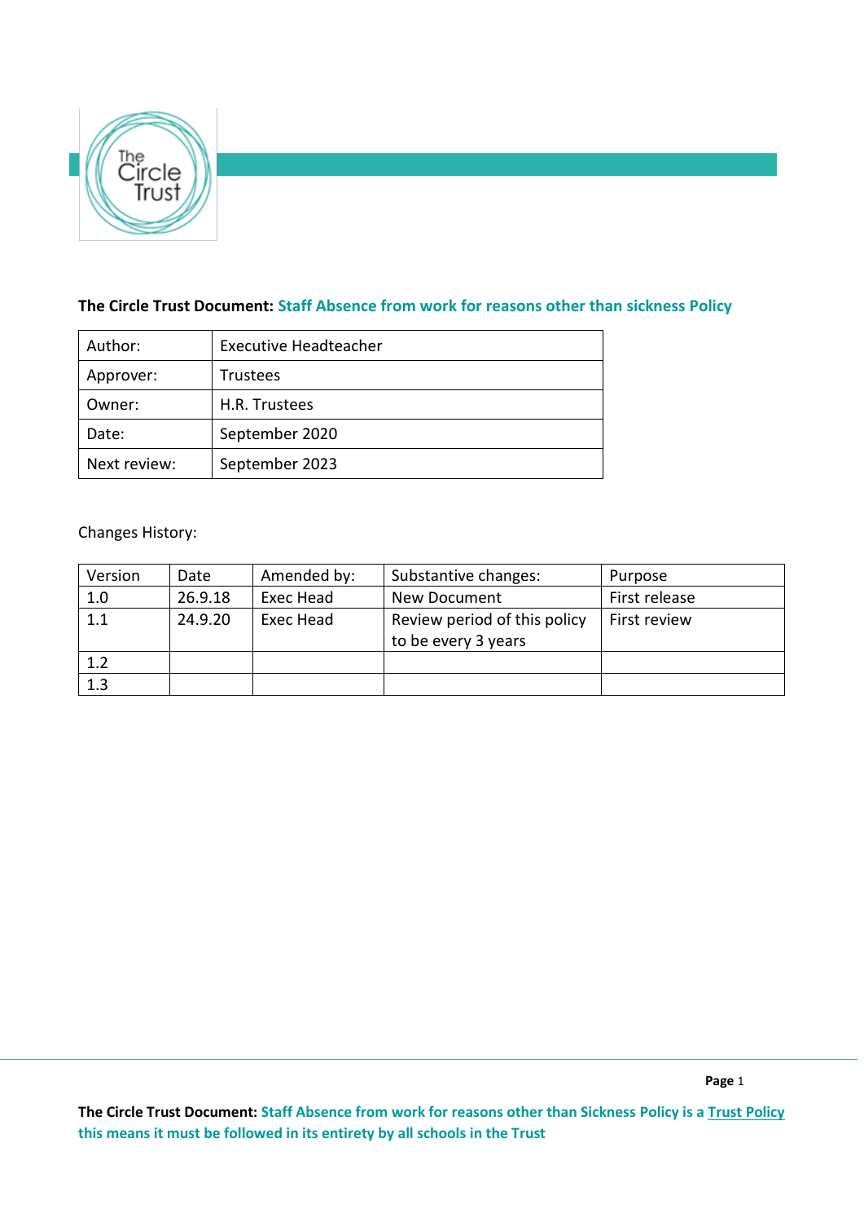**The Circle Trust Document: Staff Absence from work for reasons other than sickness Policy**

| Author: | Executive Headteacher |
|---|---|
| Approver: | Trustees |
| Owner: | H.R. Trustees |
| Date: | September 2020 |
| Next review: | September 2023 |

Changes History:

| Version | Date | Amended by: | Substantive changes: | Purpose |
|---|---|---|---|---|
| 1.0 | 26.9.18 | Exec Head | New Document | First release |
| 1.1 | 24.9.20 | Exec Head | Review period of this policy to be every 3 years | First review |
| 1.2 | | | | |
| 1.3 | | | | |

**The Circle Trust Document: Staff Absence from work for reasons other than Sickness Policy is a Trust Policy this means it must be followed in its entirety by all schools in the Trust**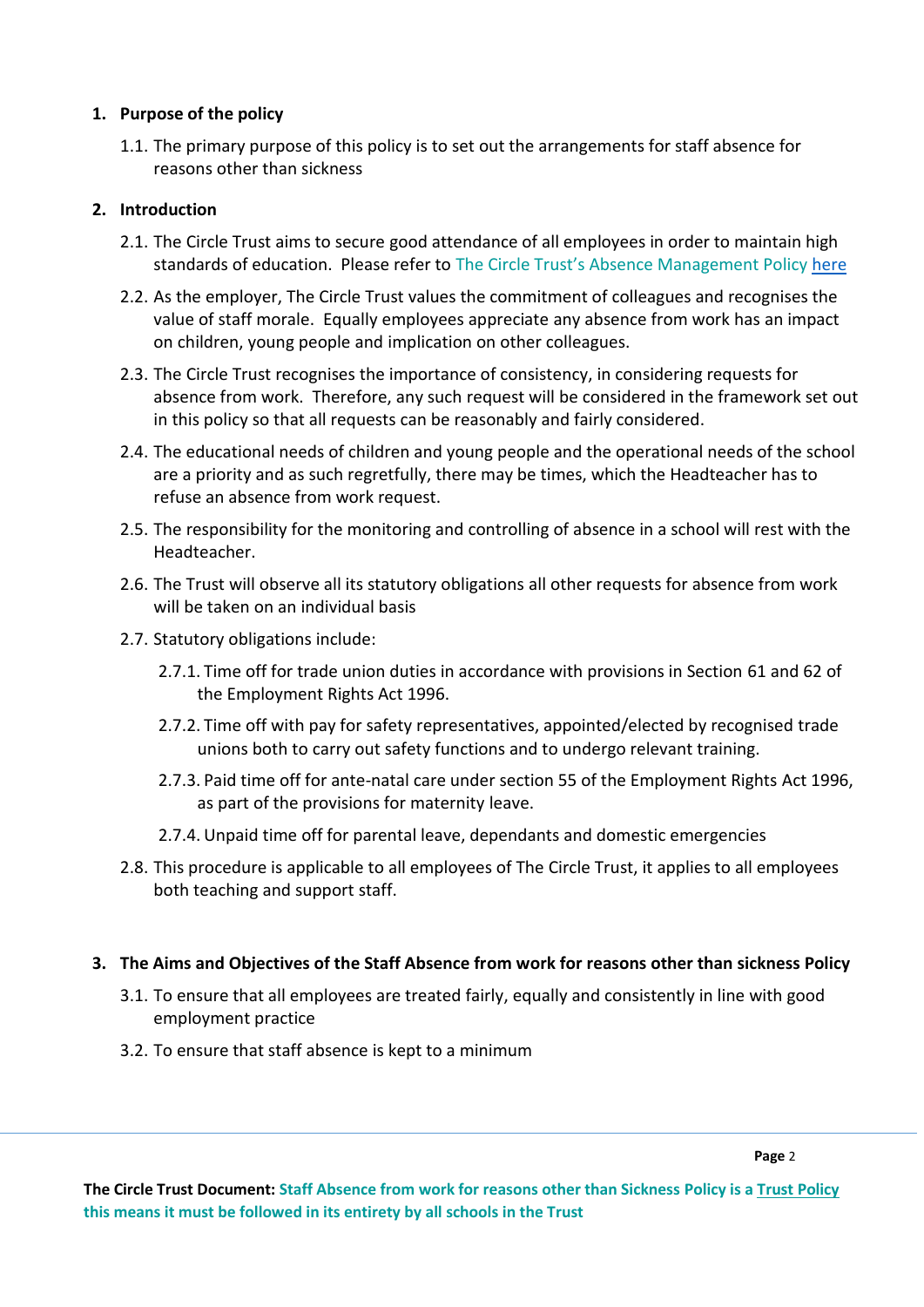## 1. Purpose of the policy

1.1. The primary purpose of this policy is to set out the arrangements for staff absence for reasons other than sickness

## 2. Introduction

2.1. The Circle Trust aims to secure good attendance of all employees in order to maintain high standards of education. Please refer to The Circle Trust's Absence Management Policy here

2.2. As the employer, The Circle Trust values the commitment of colleagues and recognises the value of staff morale. Equally employees appreciate any absence from work has an impact on children, young people and implication on other colleagues.

2.3. The Circle Trust recognises the importance of consistency, in considering requests for absence from work. Therefore, any such request will be considered in the framework set out in this policy so that all requests can be reasonably and fairly considered.

2.4. The educational needs of children and young people and the operational needs of the school are a priority and as such regretfully, there may be times, which the Headteacher has to refuse an absence from work request.

2.5. The responsibility for the monitoring and controlling of absence in a school will rest with the Headteacher.

2.6. The Trust will observe all its statutory obligations all other requests for absence from work will be taken on an individual basis

2.7. Statutory obligations include:

2.7.1. Time off for trade union duties in accordance with provisions in Section 61 and 62 of the Employment Rights Act 1996.

2.7.2. Time off with pay for safety representatives, appointed/elected by recognised trade unions both to carry out safety functions and to undergo relevant training.

2.7.3. Paid time off for ante-natal care under section 55 of the Employment Rights Act 1996, as part of the provisions for maternity leave.

2.7.4. Unpaid time off for parental leave, dependants and domestic emergencies

2.8. This procedure is applicable to all employees of The Circle Trust, it applies to all employees both teaching and support staff.

## 3. The Aims and Objectives of the Staff Absence from work for reasons other than sickness Policy

3.1. To ensure that all employees are treated fairly, equally and consistently in line with good employment practice

3.2. To ensure that staff absence is kept to a minimum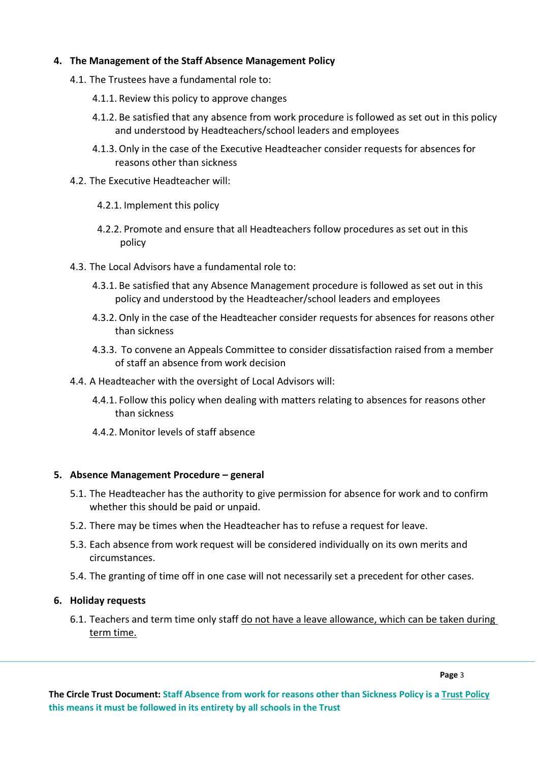## 4. The Management of the Staff Absence Management Policy

4.1. The Trustees have a fundamental role to:

4.1.1. Review this policy to approve changes

4.1.2. Be satisfied that any absence from work procedure is followed as set out in this policy and understood by Headteachers/school leaders and employees

4.1.3. Only in the case of the Executive Headteacher consider requests for absences for reasons other than sickness

4.2. The Executive Headteacher will:

4.2.1. Implement this policy

4.2.2. Promote and ensure that all Headteachers follow procedures as set out in this policy

4.3. The Local Advisors have a fundamental role to:

4.3.1. Be satisfied that any Absence Management procedure is followed as set out in this policy and understood by the Headteacher/school leaders and employees

4.3.2. Only in the case of the Headteacher consider requests for absences for reasons other than sickness

4.3.3. To convene an Appeals Committee to consider dissatisfaction raised from a member of staff an absence from work decision

4.4. A Headteacher with the oversight of Local Advisors will:

4.4.1. Follow this policy when dealing with matters relating to absences for reasons other than sickness

4.4.2. Monitor levels of staff absence

## 5. Absence Management Procedure – general

5.1. The Headteacher has the authority to give permission for absence for work and to confirm whether this should be paid or unpaid.

5.2. There may be times when the Headteacher has to refuse a request for leave.

5.3. Each absence from work request will be considered individually on its own merits and circumstances.

5.4. The granting of time off in one case will not necessarily set a precedent for other cases.

## 6. Holiday requests

6.1. Teachers and term time only staff <u>do not have a leave allowance, which can be taken during term time.</u>

**The Circle Trust Document: Staff Absence from work for reasons other than Sickness Policy is a <u>Trust Policy</u> this means it must be followed in its entirety by all schools in the Trust**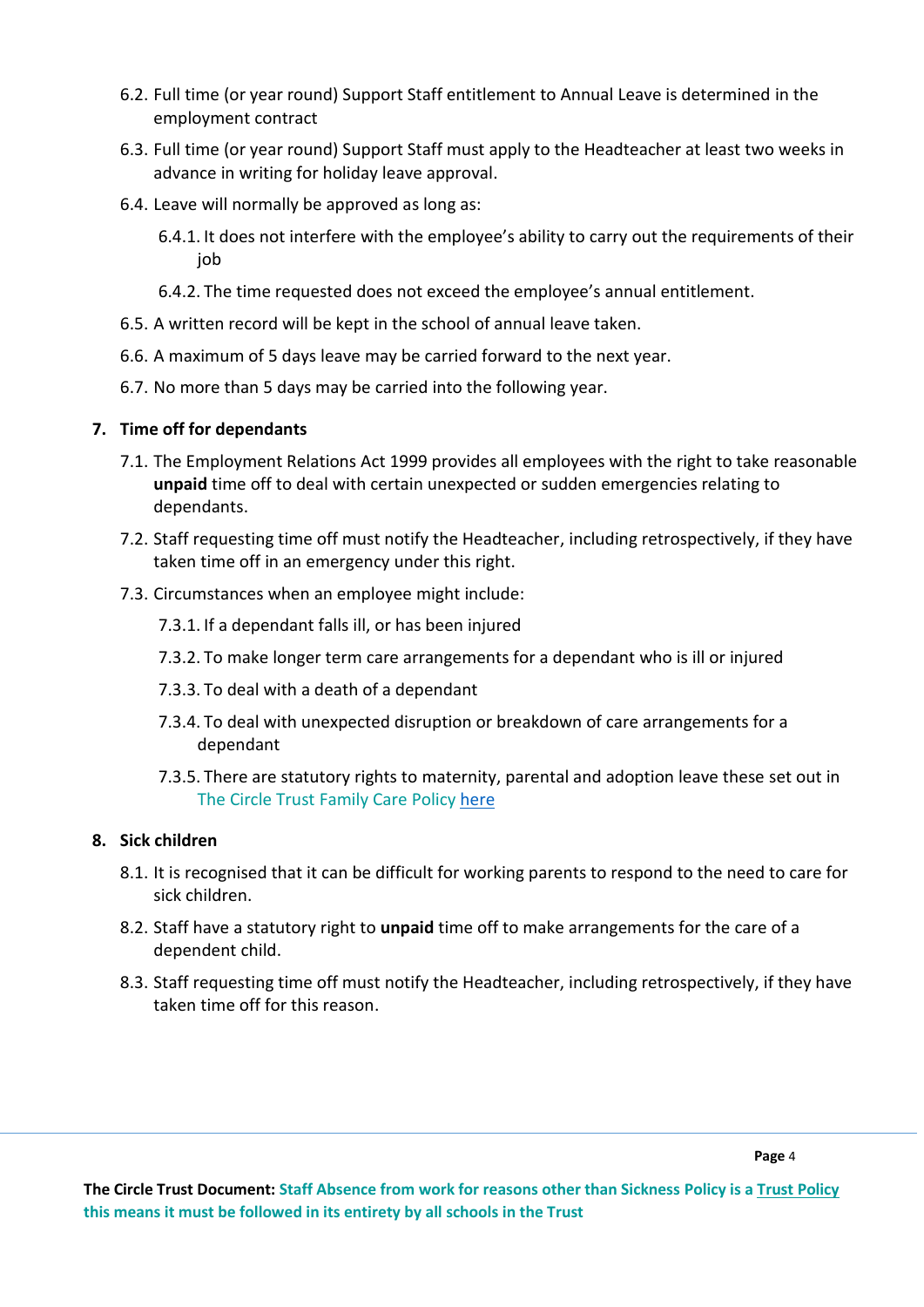6.2. Full time (or year round) Support Staff entitlement to Annual Leave is determined in the employment contract

6.3. Full time (or year round) Support Staff must apply to the Headteacher at least two weeks in advance in writing for holiday leave approval.

6.4. Leave will normally be approved as long as:

  6.4.1. It does not interfere with the employee's ability to carry out the requirements of their job

  6.4.2. The time requested does not exceed the employee's annual entitlement.

6.5. A written record will be kept in the school of annual leave taken.

6.6. A maximum of 5 days leave may be carried forward to the next year.

6.7. No more than 5 days may be carried into the following year.

## 7. Time off for dependants

7.1. The Employment Relations Act 1999 provides all employees with the right to take reasonable **unpaid** time off to deal with certain unexpected or sudden emergencies relating to dependants.

7.2. Staff requesting time off must notify the Headteacher, including retrospectively, if they have taken time off in an emergency under this right.

7.3. Circumstances when an employee might include:

  7.3.1. If a dependant falls ill, or has been injured

  7.3.2. To make longer term care arrangements for a dependant who is ill or injured

  7.3.3. To deal with a death of a dependant

  7.3.4. To deal with unexpected disruption or breakdown of care arrangements for a dependant

  7.3.5. There are statutory rights to maternity, parental and adoption leave these set out in The Circle Trust Family Care Policy here

## 8. Sick children

8.1. It is recognised that it can be difficult for working parents to respond to the need to care for sick children.

8.2. Staff have a statutory right to **unpaid** time off to make arrangements for the care of a dependent child.

8.3. Staff requesting time off must notify the Headteacher, including retrospectively, if they have taken time off for this reason.

**The Circle Trust Document: Staff Absence from work for reasons other than Sickness Policy is a Trust Policy this means it must be followed in its entirety by all schools in the Trust**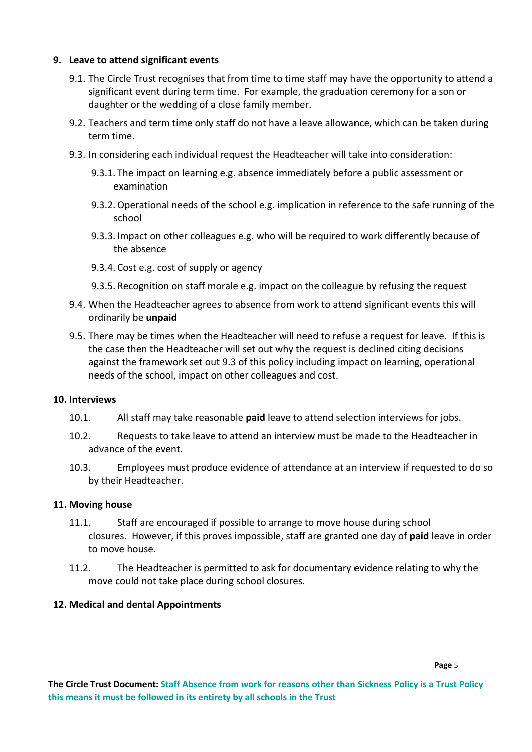## 9. Leave to attend significant events

9.1. The Circle Trust recognises that from time to time staff may have the opportunity to attend a significant event during term time. For example, the graduation ceremony for a son or daughter or the wedding of a close family member.

9.2. Teachers and term time only staff do not have a leave allowance, which can be taken during term time.

9.3. In considering each individual request the Headteacher will take into consideration:

9.3.1. The impact on learning e.g. absence immediately before a public assessment or examination

9.3.2. Operational needs of the school e.g. implication in reference to the safe running of the school

9.3.3. Impact on other colleagues e.g. who will be required to work differently because of the absence

9.3.4. Cost e.g. cost of supply or agency

9.3.5. Recognition on staff morale e.g. impact on the colleague by refusing the request

9.4. When the Headteacher agrees to absence from work to attend significant events this will ordinarily be **unpaid**

9.5. There may be times when the Headteacher will need to refuse a request for leave. If this is the case then the Headteacher will set out why the request is declined citing decisions against the framework set out 9.3 of this policy including impact on learning, operational needs of the school, impact on other colleagues and cost.

## 10. Interviews

10.1. All staff may take reasonable **paid** leave to attend selection interviews for jobs.

10.2. Requests to take leave to attend an interview must be made to the Headteacher in advance of the event.

10.3. Employees must produce evidence of attendance at an interview if requested to do so by their Headteacher.

## 11. Moving house

11.1. Staff are encouraged if possible to arrange to move house during school closures. However, if this proves impossible, staff are granted one day of **paid** leave in order to move house.

11.2. The Headteacher is permitted to ask for documentary evidence relating to why the move could not take place during school closures.

## 12. Medical and dental Appointments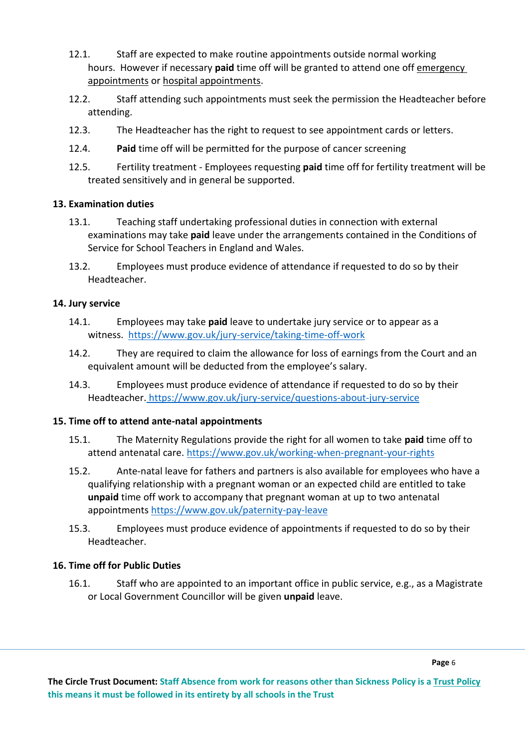12.1. Staff are expected to make routine appointments outside normal working hours. However if necessary **paid** time off will be granted to attend one off emergency appointments or hospital appointments.

12.2. Staff attending such appointments must seek the permission the Headteacher before attending.

12.3. The Headteacher has the right to request to see appointment cards or letters.

12.4. **Paid** time off will be permitted for the purpose of cancer screening

12.5. Fertility treatment - Employees requesting **paid** time off for fertility treatment will be treated sensitively and in general be supported.

**13. Examination duties**

13.1. Teaching staff undertaking professional duties in connection with external examinations may take **paid** leave under the arrangements contained in the Conditions of Service for School Teachers in England and Wales.

13.2. Employees must produce evidence of attendance if requested to do so by their Headteacher.

**14. Jury service**

14.1. Employees may take **paid** leave to undertake jury service or to appear as a witness. https://www.gov.uk/jury-service/taking-time-off-work

14.2. They are required to claim the allowance for loss of earnings from the Court and an equivalent amount will be deducted from the employee's salary.

14.3. Employees must produce evidence of attendance if requested to do so by their Headteacher. https://www.gov.uk/jury-service/questions-about-jury-service

**15. Time off to attend ante-natal appointments**

15.1. The Maternity Regulations provide the right for all women to take **paid** time off to attend antenatal care. https://www.gov.uk/working-when-pregnant-your-rights

15.2. Ante-natal leave for fathers and partners is also available for employees who have a qualifying relationship with a pregnant woman or an expected child are entitled to take **unpaid** time off work to accompany that pregnant woman at up to two antenatal appointments https://www.gov.uk/paternity-pay-leave

15.3. Employees must produce evidence of appointments if requested to do so by their Headteacher.

**16. Time off for Public Duties**

16.1. Staff who are appointed to an important office in public service, e.g., as a Magistrate or Local Government Councillor will be given **unpaid** leave.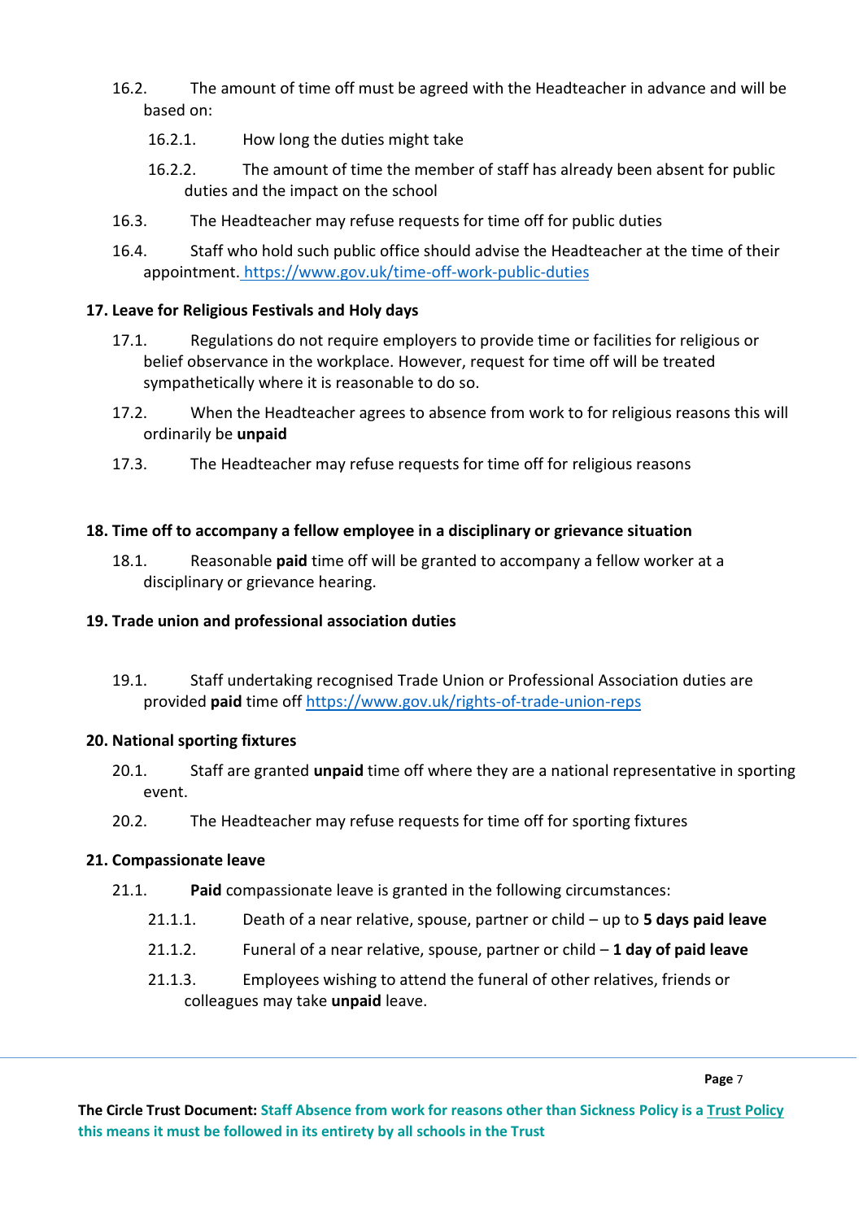16.2. The amount of time off must be agreed with the Headteacher in advance and will be based on:

16.2.1. How long the duties might take

16.2.2. The amount of time the member of staff has already been absent for public duties and the impact on the school

16.3. The Headteacher may refuse requests for time off for public duties

16.4. Staff who hold such public office should advise the Headteacher at the time of their appointment. https://www.gov.uk/time-off-work-public-duties

## 17. Leave for Religious Festivals and Holy days

17.1. Regulations do not require employers to provide time or facilities for religious or belief observance in the workplace. However, request for time off will be treated sympathetically where it is reasonable to do so.

17.2. When the Headteacher agrees to absence from work to for religious reasons this will ordinarily be **unpaid**

17.3. The Headteacher may refuse requests for time off for religious reasons

## 18. Time off to accompany a fellow employee in a disciplinary or grievance situation

18.1. Reasonable **paid** time off will be granted to accompany a fellow worker at a disciplinary or grievance hearing.

## 19. Trade union and professional association duties

19.1. Staff undertaking recognised Trade Union or Professional Association duties are provided **paid** time off https://www.gov.uk/rights-of-trade-union-reps

## 20. National sporting fixtures

20.1. Staff are granted **unpaid** time off where they are a national representative in sporting event.

20.2. The Headteacher may refuse requests for time off for sporting fixtures

## 21. Compassionate leave

21.1. **Paid** compassionate leave is granted in the following circumstances:

21.1.1. Death of a near relative, spouse, partner or child – up to **5 days paid leave**

21.1.2. Funeral of a near relative, spouse, partner or child – **1 day of paid leave**

21.1.3. Employees wishing to attend the funeral of other relatives, friends or colleagues may take **unpaid** leave.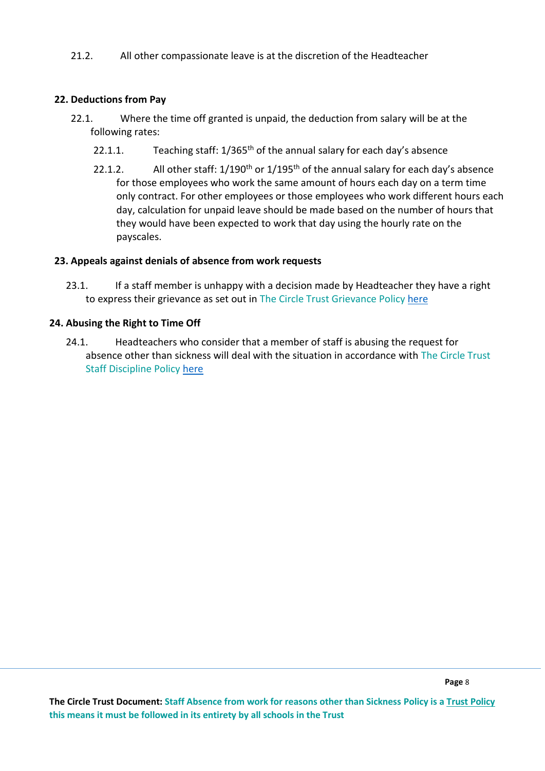21.2. All other compassionate leave is at the discretion of the Headteacher

## 22. Deductions from Pay

22.1. Where the time off granted is unpaid, the deduction from salary will be at the following rates:

22.1.1. Teaching staff: 1/365th of the annual salary for each day's absence

22.1.2. All other staff: 1/190th or 1/195th of the annual salary for each day's absence for those employees who work the same amount of hours each day on a term time only contract. For other employees or those employees who work different hours each day, calculation for unpaid leave should be made based on the number of hours that they would have been expected to work that day using the hourly rate on the payscales.

## 23. Appeals against denials of absence from work requests

23.1. If a staff member is unhappy with a decision made by Headteacher they have a right to express their grievance as set out in The Circle Trust Grievance Policy here

## 24. Abusing the Right to Time Off

24.1. Headteachers who consider that a member of staff is abusing the request for absence other than sickness will deal with the situation in accordance with The Circle Trust Staff Discipline Policy here

**The Circle Trust Document: Staff Absence from work for reasons other than Sickness Policy is a Trust Policy this means it must be followed in its entirety by all schools in the Trust**